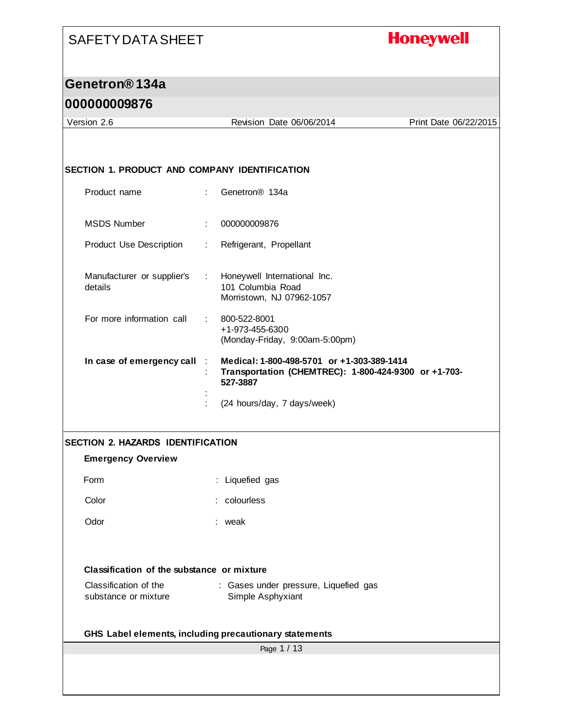# SAFETY DATA SHEET

**Honeywell**

## Genetron® 134a

## 000000009876

Version 2.6 | Revision Date 06/06/2014 | Print Date 06/22/2015

### SECTION 1. PRODUCT AND COMPANY IDENTIFICATION

| | | |
|---|---|---|
| Product name | : | Genetron® 134a |
| MSDS Number | : | 000000009876 |
| Product Use Description | : | Refrigerant, Propellant |
| Manufacturer or supplier's details | : | Honeywell International Inc.<br>101 Columbia Road<br>Morristown, NJ 07962-1057 |
| For more information call | : | 800-522-8001<br>+1-973-455-6300<br>(Monday-Friday, 9:00am-5:00pm) |
| **In case of emergency call** | : | **Medical: 1-800-498-5701 or +1-303-389-1414** |
| | : | **Transportation (CHEMTREC): 1-800-424-9300 or +1-703-527-3887** |
| | : | |
| | : | (24 hours/day, 7 days/week) |

### SECTION 2. HAZARDS IDENTIFICATION

**Emergency Overview**

| | | |
|---|---|---|
| Form | : | Liquefied gas |
| Color | : | colourless |
| Odor | : | weak |

**Classification of the substance or mixture**

| | | |
|---|---|---|
| Classification of the substance or mixture | : | Gases under pressure, Liquefied gas<br>Simple Asphyxiant |

**GHS Label elements, including precautionary statements**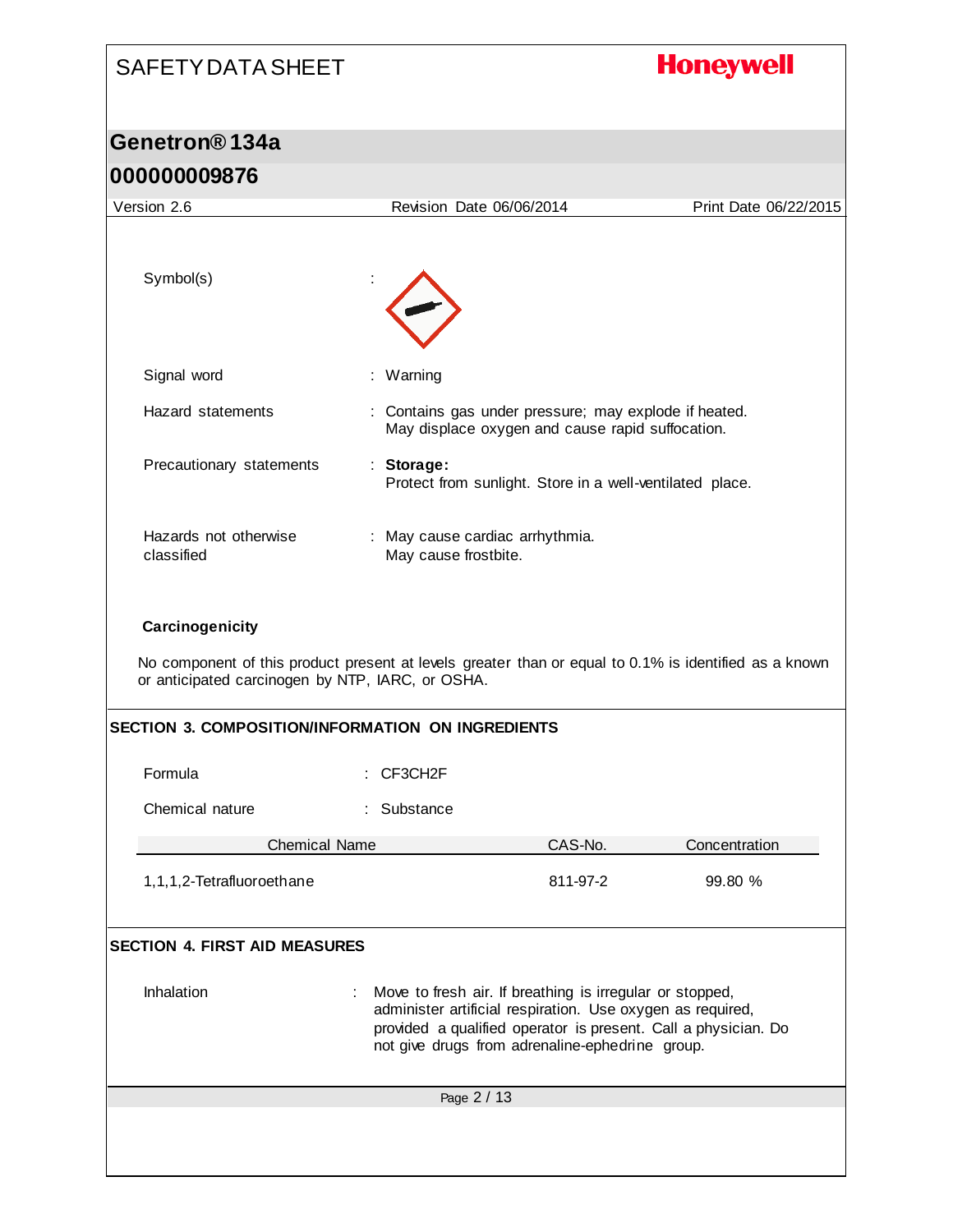Symbol(s) :

Signal word : Warning

Hazard statements : Contains gas under pressure; may explode if heated. May displace oxygen and cause rapid suffocation.

Precautionary statements : **Storage:** Protect from sunlight. Store in a well-ventilated place.

Hazards not otherwise classified : May cause cardiac arrhythmia. May cause frostbite.

**Carcinogenicity**

No component of this product present at levels greater than or equal to 0.1% is identified as a known or anticipated carcinogen by NTP, IARC, or OSHA.

## SECTION 3. COMPOSITION/INFORMATION ON INGREDIENTS

Formula : CF3CH2F

Chemical nature : Substance

| Chemical Name | CAS-No. | Concentration |
|---|---|---|
| 1,1,1,2-Tetrafluoroethane | 811-97-2 | 99.80 % |

## SECTION 4. FIRST AID MEASURES

Inhalation : Move to fresh air. If breathing is irregular or stopped, administer artificial respiration. Use oxygen as required, provided a qualified operator is present. Call a physician. Do not give drugs from adrenaline-ephedrine group.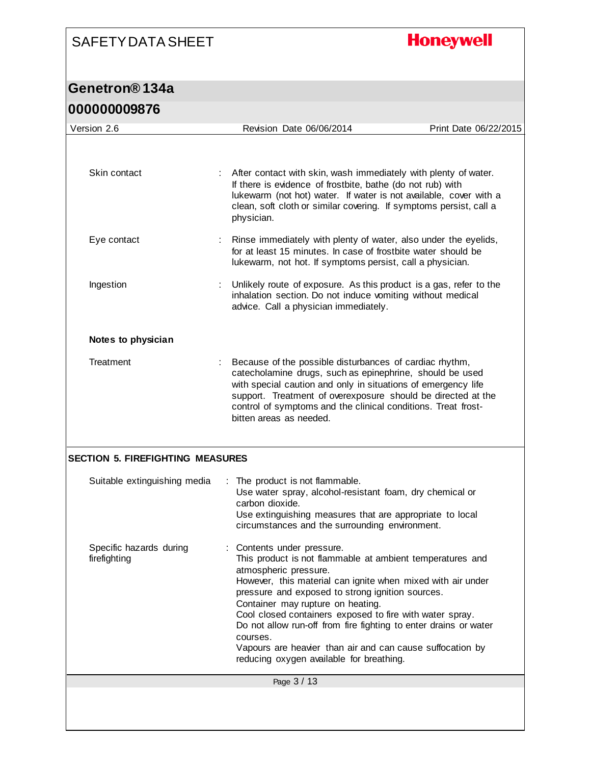Skin contact : After contact with skin, wash immediately with plenty of water. If there is evidence of frostbite, bathe (do not rub) with lukewarm (not hot) water. If water is not available, cover with a clean, soft cloth or similar covering. If symptoms persist, call a physician.

Eye contact : Rinse immediately with plenty of water, also under the eyelids, for at least 15 minutes. In case of frostbite water should be lukewarm, not hot. If symptoms persist, call a physician.

Ingestion : Unlikely route of exposure. As this product is a gas, refer to the inhalation section. Do not induce vomiting without medical advice. Call a physician immediately.

**Notes to physician**

Treatment : Because of the possible disturbances of cardiac rhythm, catecholamine drugs, such as epinephrine, should be used with special caution and only in situations of emergency life support. Treatment of overexposure should be directed at the control of symptoms and the clinical conditions. Treat frost-bitten areas as needed.

## SECTION 5. FIREFIGHTING MEASURES

Suitable extinguishing media : The product is not flammable.
Use water spray, alcohol-resistant foam, dry chemical or carbon dioxide.
Use extinguishing measures that are appropriate to local circumstances and the surrounding environment.

Specific hazards during firefighting : Contents under pressure.
This product is not flammable at ambient temperatures and atmospheric pressure.
However, this material can ignite when mixed with air under pressure and exposed to strong ignition sources.
Container may rupture on heating.
Cool closed containers exposed to fire with water spray.
Do not allow run-off from fire fighting to enter drains or water courses.
Vapours are heavier than air and can cause suffocation by reducing oxygen available for breathing.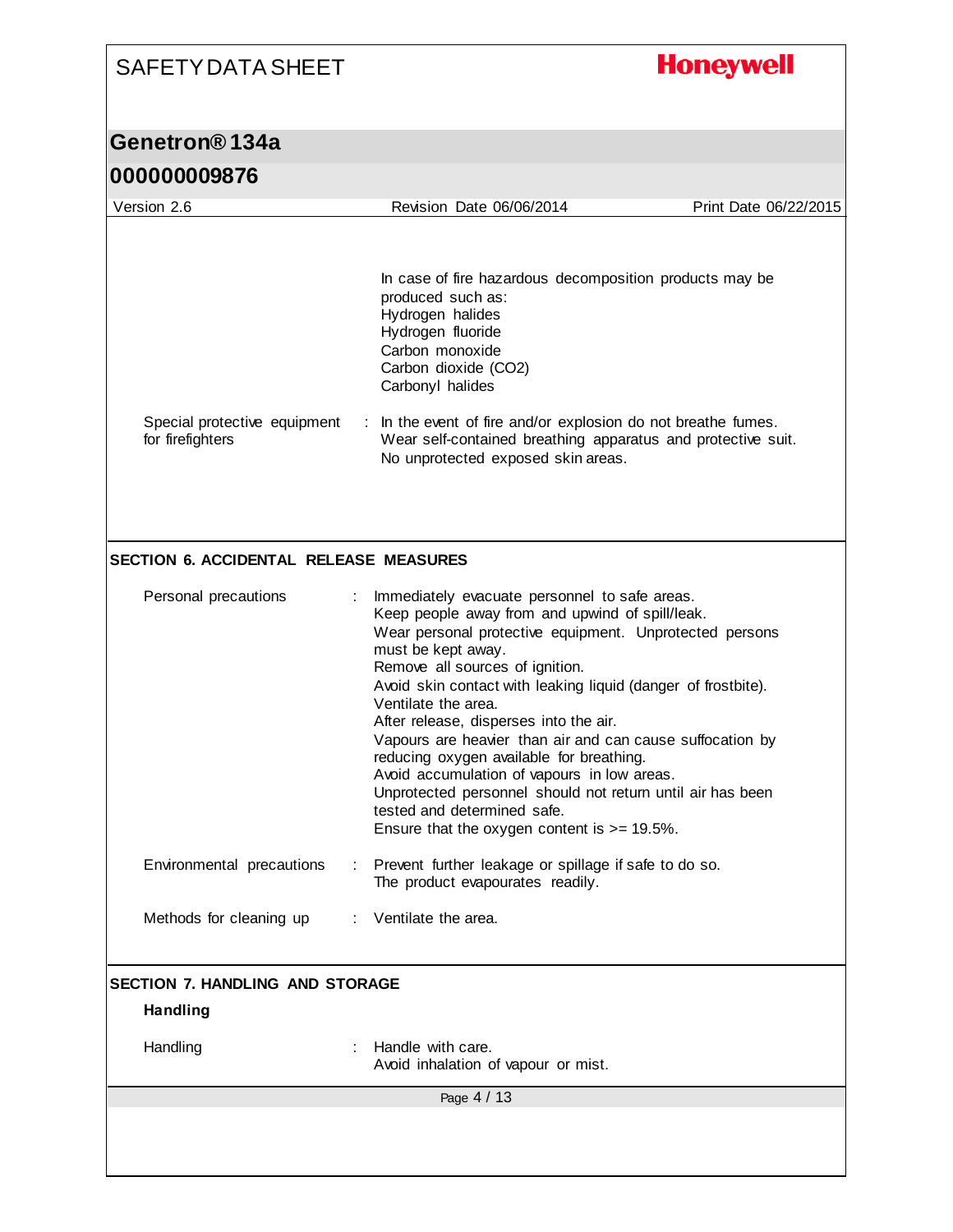In case of fire hazardous decomposition products may be produced such as:
Hydrogen halides
Hydrogen fluoride
Carbon monoxide
Carbon dioxide ($CO_2$)
Carbonyl halides

| | | |
|---|---|---|
| Special protective equipment for firefighters | : | In the event of fire and/or explosion do not breathe fumes. Wear self-contained breathing apparatus and protective suit. No unprotected exposed skin areas. |

## SECTION 6. ACCIDENTAL RELEASE MEASURES

| | | |
|---|---|---|
| Personal precautions | : | Immediately evacuate personnel to safe areas.<br>Keep people away from and upwind of spill/leak.<br>Wear personal protective equipment. Unprotected persons must be kept away.<br>Remove all sources of ignition.<br>Avoid skin contact with leaking liquid (danger of frostbite).<br>Ventilate the area.<br>After release, disperses into the air.<br>Vapours are heavier than air and can cause suffocation by reducing oxygen available for breathing.<br>Avoid accumulation of vapours in low areas.<br>Unprotected personnel should not return until air has been tested and determined safe.<br>Ensure that the oxygen content is >= 19.5%. |
| Environmental precautions | : | Prevent further leakage or spillage if safe to do so.<br>The product evapourates readily. |
| Methods for cleaning up | : | Ventilate the area. |

## SECTION 7. HANDLING AND STORAGE

### Handling

| | | |
|---|---|---|
| Handling | : | Handle with care.<br>Avoid inhalation of vapour or mist. |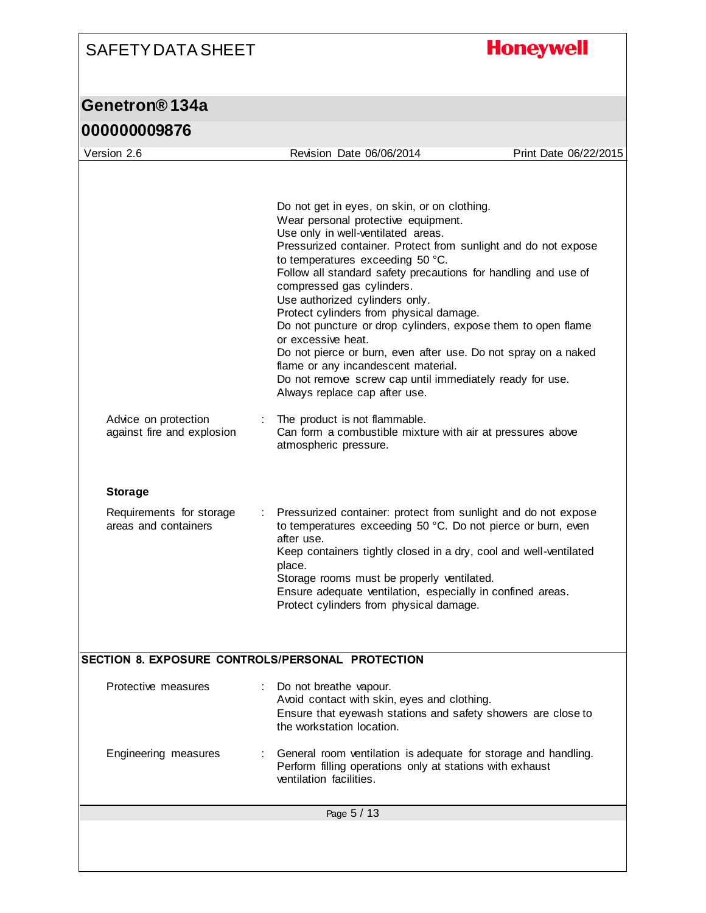Do not get in eyes, on skin, or on clothing.
Wear personal protective equipment.
Use only in well-ventilated areas.
Pressurized container. Protect from sunlight and do not expose to temperatures exceeding 50 °C.
Follow all standard safety precautions for handling and use of compressed gas cylinders.
Use authorized cylinders only.
Protect cylinders from physical damage.
Do not puncture or drop cylinders, expose them to open flame or excessive heat.
Do not pierce or burn, even after use. Do not spray on a naked flame or any incandescent material.
Do not remove screw cap until immediately ready for use.
Always replace cap after use.

Advice on protection against fire and explosion : The product is not flammable.
Can form a combustible mixture with air at pressures above atmospheric pressure.

**Storage**

Requirements for storage areas and containers : Pressurized container: protect from sunlight and do not expose to temperatures exceeding 50 °C. Do not pierce or burn, even after use.
Keep containers tightly closed in a dry, cool and well-ventilated place.
Storage rooms must be properly ventilated.
Ensure adequate ventilation, especially in confined areas.
Protect cylinders from physical damage.

## SECTION 8. EXPOSURE CONTROLS/PERSONAL PROTECTION

Protective measures : Do not breathe vapour.
Avoid contact with skin, eyes and clothing.
Ensure that eyewash stations and safety showers are close to the workstation location.

Engineering measures : General room ventilation is adequate for storage and handling.
Perform filling operations only at stations with exhaust ventilation facilities.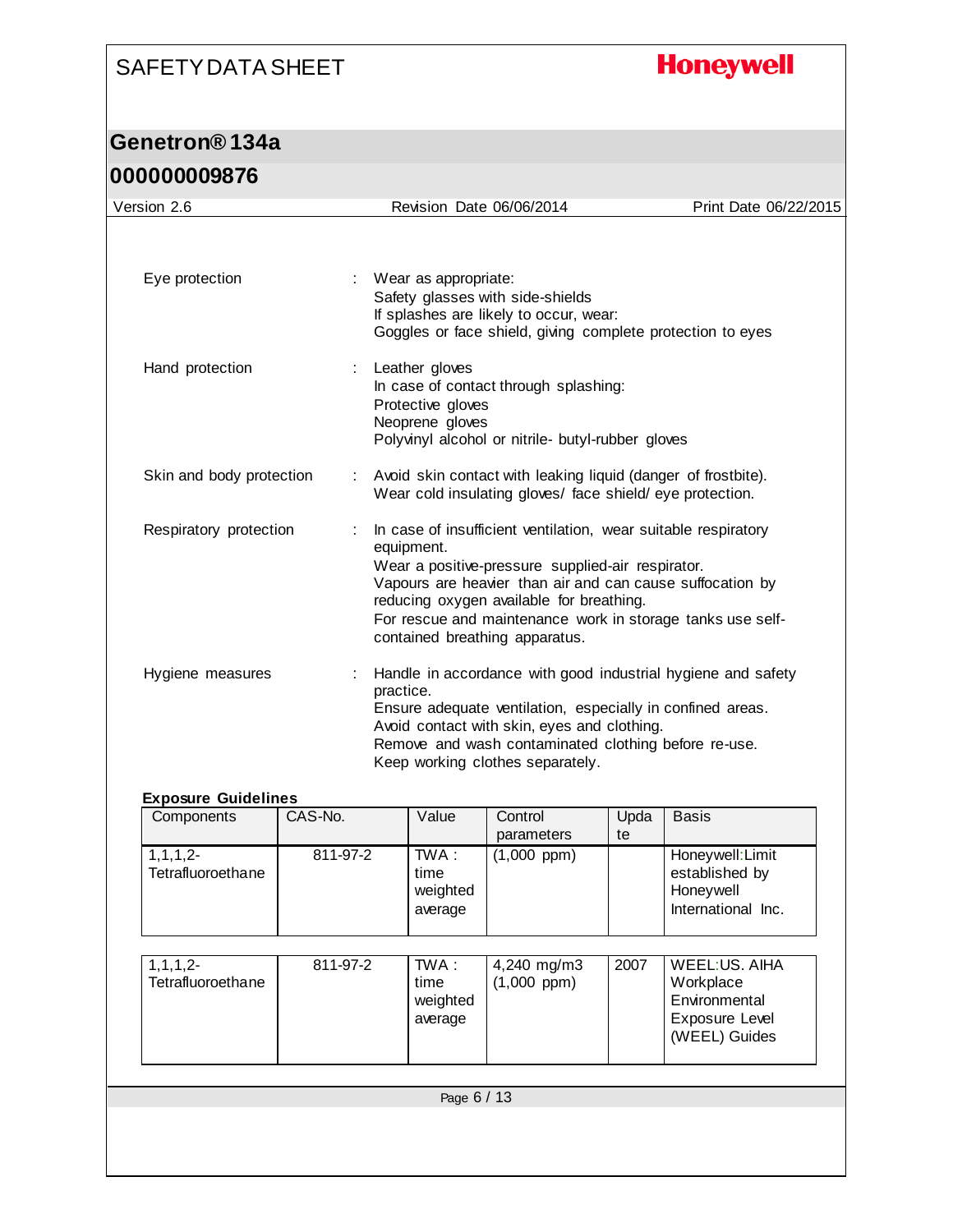Eye protection : Wear as appropriate:
Safety glasses with side-shields
If splashes are likely to occur, wear:
Goggles or face shield, giving complete protection to eyes

Hand protection : Leather gloves
In case of contact through splashing:
Protective gloves
Neoprene gloves
Polyvinyl alcohol or nitrile- butyl-rubber gloves

Skin and body protection : Avoid skin contact with leaking liquid (danger of frostbite).
Wear cold insulating gloves/ face shield/ eye protection.

Respiratory protection : In case of insufficient ventilation, wear suitable respiratory equipment.
Wear a positive-pressure supplied-air respirator.
Vapours are heavier than air and can cause suffocation by reducing oxygen available for breathing.
For rescue and maintenance work in storage tanks use self-contained breathing apparatus.

Hygiene measures : Handle in accordance with good industrial hygiene and safety practice.
Ensure adequate ventilation, especially in confined areas.
Avoid contact with skin, eyes and clothing.
Remove and wash contaminated clothing before re-use.
Keep working clothes separately.

**Exposure Guidelines**

| Components | CAS-No. | Value | Control parameters | Update | Basis |
|---|---|---|---|---|---|
| 1,1,1,2-Tetrafluoroethane | 811-97-2 | TWA : time weighted average | (1,000 ppm) | | Honeywell:Limit established by Honeywell International Inc. |
| 1,1,1,2-Tetrafluoroethane | 811-97-2 | TWA : time weighted average | 4,240 mg/m3 (1,000 ppm) | 2007 | WEEL:US. AIHA Workplace Environmental Exposure Level (WEEL) Guides |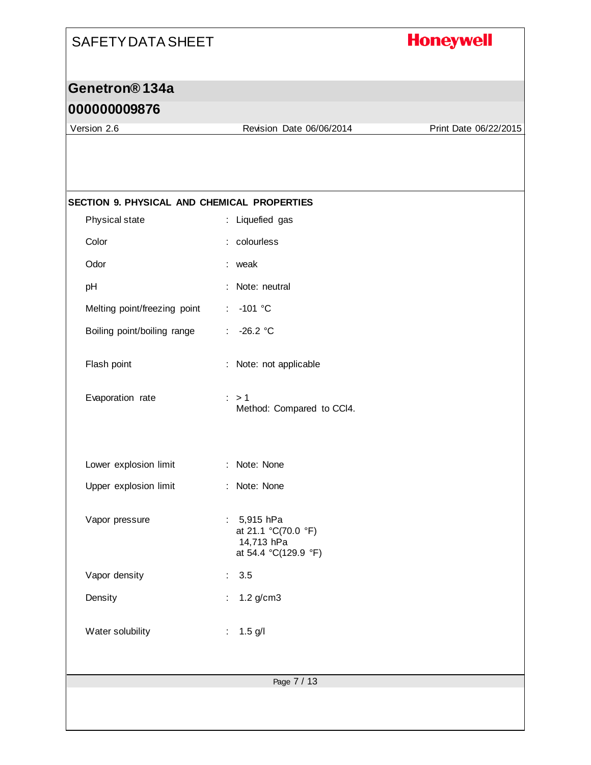## SECTION 9. PHYSICAL AND CHEMICAL PROPERTIES

| Property | Value |
|---|---|
| Physical state | Liquefied gas |
| Color | colourless |
| Odor | weak |
| pH | Note: neutral |
| Melting point/freezing point | -101 °C |
| Boiling point/boiling range | -26.2 °C |
| Flash point | Note: not applicable |
| Evaporation rate | > 1<br>Method: Compared to $CCl_4$. |
| Lower explosion limit | Note: None |
| Upper explosion limit | Note: None |
| Vapor pressure | 5,915 hPa<br>at 21.1 °C(70.0 °F)<br>14,713 hPa<br>at 54.4 °C(129.9 °F) |
| Vapor density | 3.5 |
| Density | 1.2 g/cm3 |
| Water solubility | 1.5 g/l |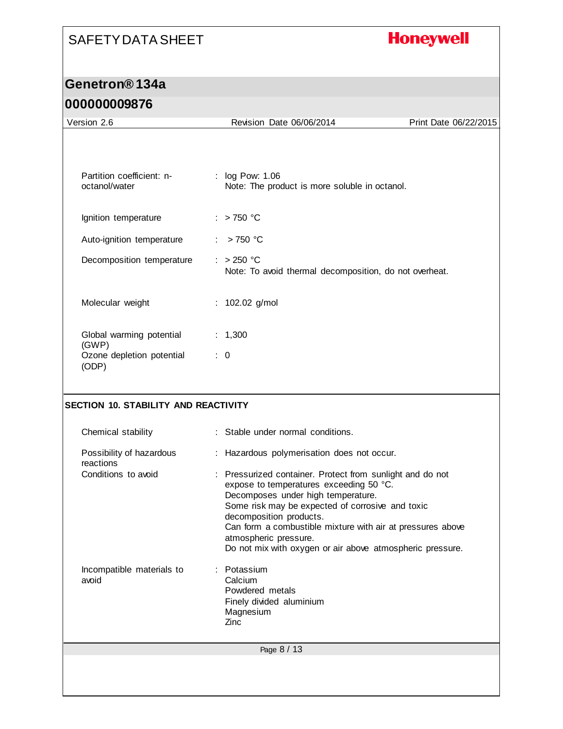| | |
|---|---|
| Partition coefficient: n-octanol/water | : log Pow: 1.06<br>Note: The product is more soluble in octanol. |
| Ignition temperature | : > 750 °C |
| Auto-ignition temperature | : > 750 °C |
| Decomposition temperature | : > 250 °C<br>Note: To avoid thermal decomposition, do not overheat. |
| Molecular weight | : 102.02 g/mol |
| Global warming potential (GWP) | : 1,300 |
| Ozone depletion potential (ODP) | : 0 |

## SECTION 10. STABILITY AND REACTIVITY

| | |
|---|---|
| Chemical stability | : Stable under normal conditions. |
| Possibility of hazardous reactions | : Hazardous polymerisation does not occur. |
| Conditions to avoid | : Pressurized container. Protect from sunlight and do not expose to temperatures exceeding 50 °C.<br>Decomposes under high temperature.<br>Some risk may be expected of corrosive and toxic decomposition products.<br>Can form a combustible mixture with air at pressures above atmospheric pressure.<br>Do not mix with oxygen or air above atmospheric pressure. |
| Incompatible materials to avoid | : Potassium<br>Calcium<br>Powdered metals<br>Finely divided aluminium<br>Magnesium<br>Zinc |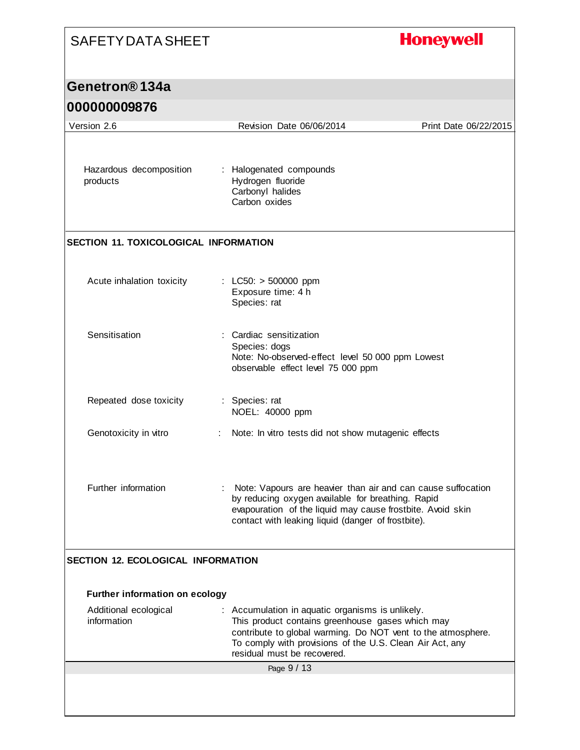Hazardous decomposition products : Halogenated compounds
Hydrogen fluoride
Carbonyl halides
Carbon oxides

## SECTION 11. TOXICOLOGICAL INFORMATION

| | |
|---|---|
| Acute inhalation toxicity | : LC50: > 500000 ppm<br>Exposure time: 4 h<br>Species: rat |
| Sensitisation | : Cardiac sensitization<br>Species: dogs<br>Note: No-observed-effect level 50 000 ppm Lowest observable effect level 75 000 ppm |
| Repeated dose toxicity | : Species: rat<br>NOEL: 40000 ppm |
| Genotoxicity in vitro | : Note: In vitro tests did not show mutagenic effects |
| Further information | : Note: Vapours are heavier than air and can cause suffocation by reducing oxygen available for breathing. Rapid evapouration of the liquid may cause frostbite. Avoid skin contact with leaking liquid (danger of frostbite). |

## SECTION 12. ECOLOGICAL INFORMATION

### Further information on ecology

| | |
|---|---|
| Additional ecological information | : Accumulation in aquatic organisms is unlikely.<br>This product contains greenhouse gases which may contribute to global warming. Do NOT vent to the atmosphere. To comply with provisions of the U.S. Clean Air Act, any residual must be recovered. |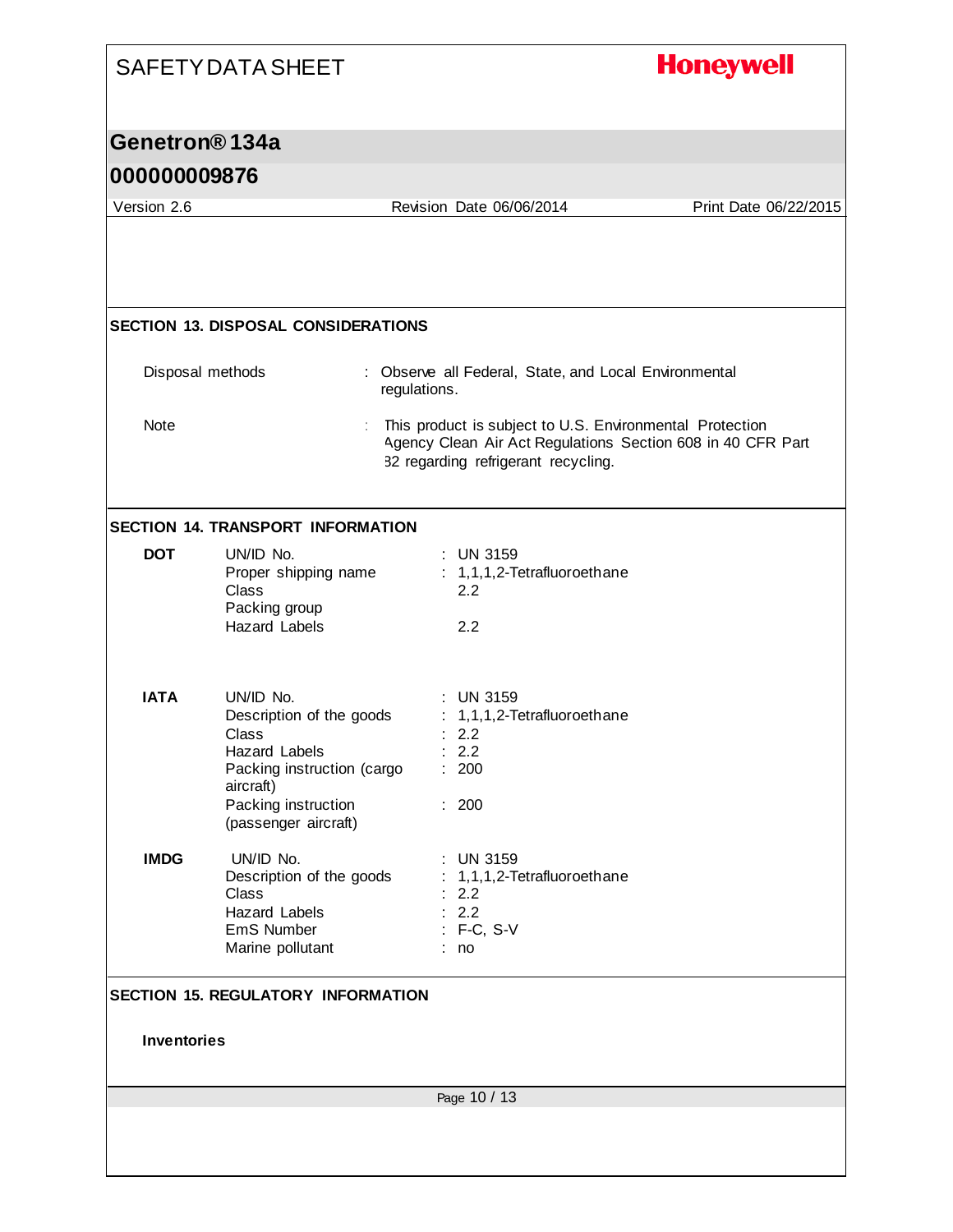## SECTION 13. DISPOSAL CONSIDERATIONS

| | |
|---|---|
| Disposal methods | : Observe all Federal, State, and Local Environmental regulations. |
| Note | : This product is subject to U.S. Environmental Protection Agency Clean Air Act Regulations Section 608 in 40 CFR Part 82 regarding refrigerant recycling. |

## SECTION 14. TRANSPORT INFORMATION

**DOT**

| | |
|---|---|
| UN/ID No. | : UN 3159 |
| Proper shipping name | : 1,1,1,2-Tetrafluoroethane |
| Class | 2.2 |
| Packing group | |
| Hazard Labels | 2.2 |

**IATA**

| | |
|---|---|
| UN/ID No. | : UN 3159 |
| Description of the goods | : 1,1,1,2-Tetrafluoroethane |
| Class | : 2.2 |
| Hazard Labels | : 2.2 |
| Packing instruction (cargo aircraft) | : 200 |
| Packing instruction (passenger aircraft) | : 200 |

**IMDG**

| | |
|---|---|
| UN/ID No. | : UN 3159 |
| Description of the goods | : 1,1,1,2-Tetrafluoroethane |
| Class | : 2.2 |
| Hazard Labels | : 2.2 |
| EmS Number | : F-C, S-V |
| Marine pollutant | : no |

## SECTION 15. REGULATORY INFORMATION

**Inventories**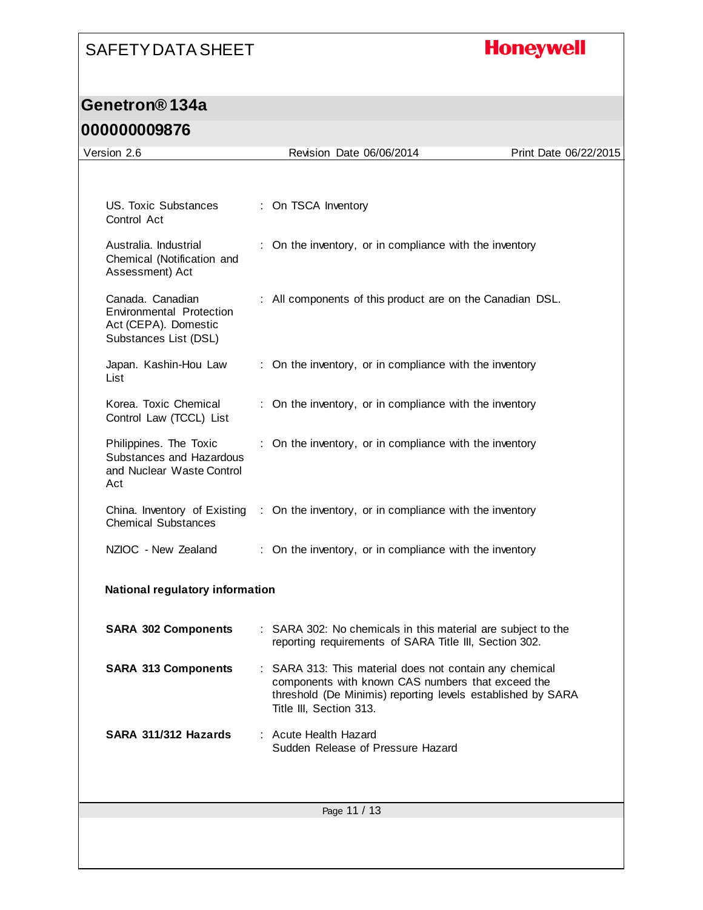| | |
|---|---|
| US. Toxic Substances Control Act | : On TSCA Inventory |
| Australia. Industrial Chemical (Notification and Assessment) Act | : On the inventory, or in compliance with the inventory |
| Canada. Canadian Environmental Protection Act (CEPA). Domestic Substances List (DSL) | : All components of this product are on the Canadian DSL. |
| Japan. Kashin-Hou Law List | : On the inventory, or in compliance with the inventory |
| Korea. Toxic Chemical Control Law (TCCL) List | : On the inventory, or in compliance with the inventory |
| Philippines. The Toxic Substances and Hazardous and Nuclear Waste Control Act | : On the inventory, or in compliance with the inventory |
| China. Inventory of Existing Chemical Substances | : On the inventory, or in compliance with the inventory |
| NZIOC - New Zealand | : On the inventory, or in compliance with the inventory |

**National regulatory information**

| | |
|---|---|
| **SARA 302 Components** | : SARA 302: No chemicals in this material are subject to the reporting requirements of SARA Title III, Section 302. |
| **SARA 313 Components** | : SARA 313: This material does not contain any chemical components with known CAS numbers that exceed the threshold (De Minimis) reporting levels established by SARA Title III, Section 313. |
| **SARA 311/312 Hazards** | : Acute Health Hazard<br>Sudden Release of Pressure Hazard |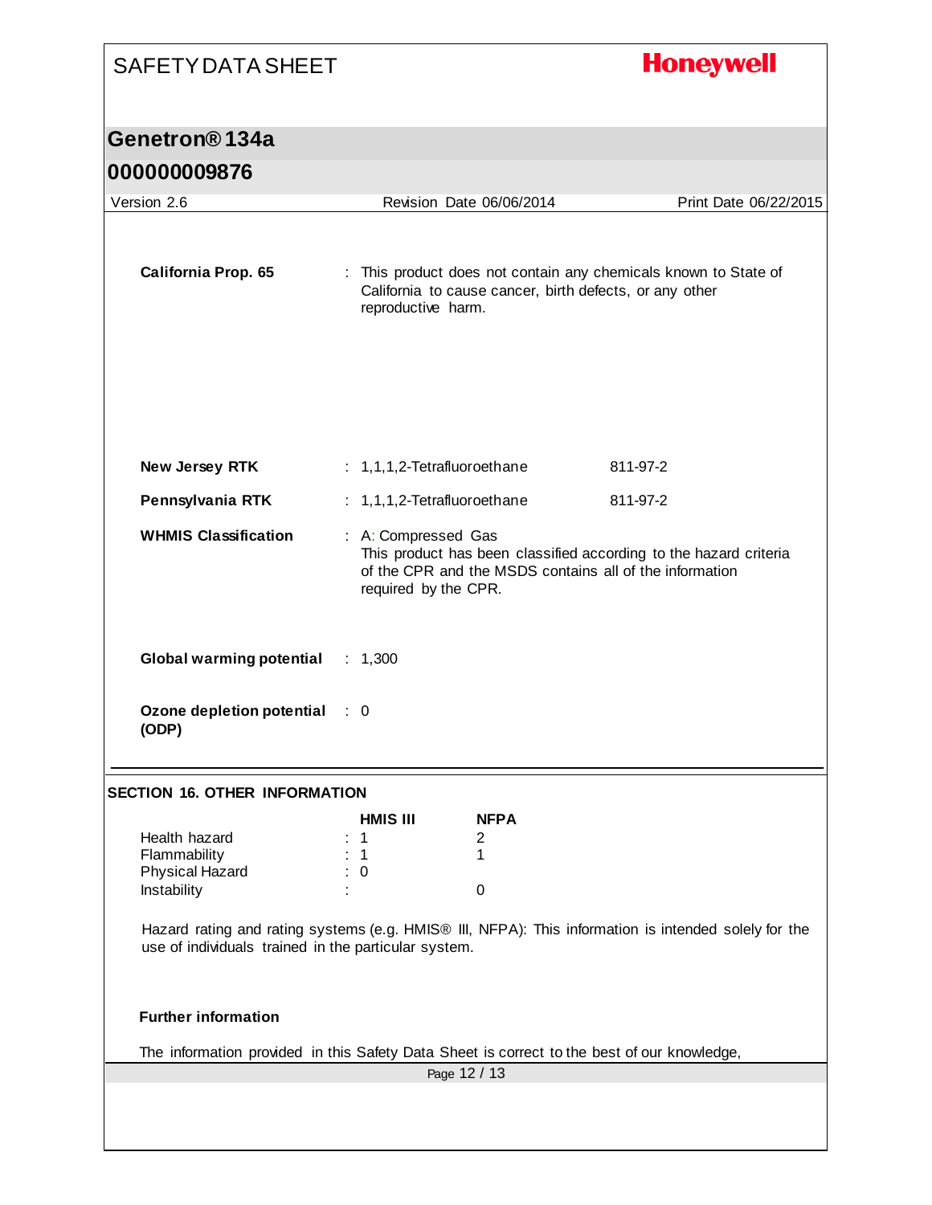**California Prop. 65** : This product does not contain any chemicals known to State of California to cause cancer, birth defects, or any other reproductive harm.

**New Jersey RTK** : 1,1,1,2-Tetrafluoroethane 811-97-2

**Pennsylvania RTK** : 1,1,1,2-Tetrafluoroethane 811-97-2

**WHMIS Classification** : A: Compressed Gas
This product has been classified according to the hazard criteria of the CPR and the MSDS contains all of the information required by the CPR.

**Global warming potential** : 1,300

**Ozone depletion potential (ODP)** : 0

## SECTION 16. OTHER INFORMATION

| | HMIS III | NFPA |
|---|---|---|
| Health hazard | 1 | 2 |
| Flammability | 1 | 1 |
| Physical Hazard | 0 | |
| Instability | | 0 |

Hazard rating and rating systems (e.g. HMIS® III, NFPA): This information is intended solely for the use of individuals trained in the particular system.

**Further information**

The information provided in this Safety Data Sheet is correct to the best of our knowledge,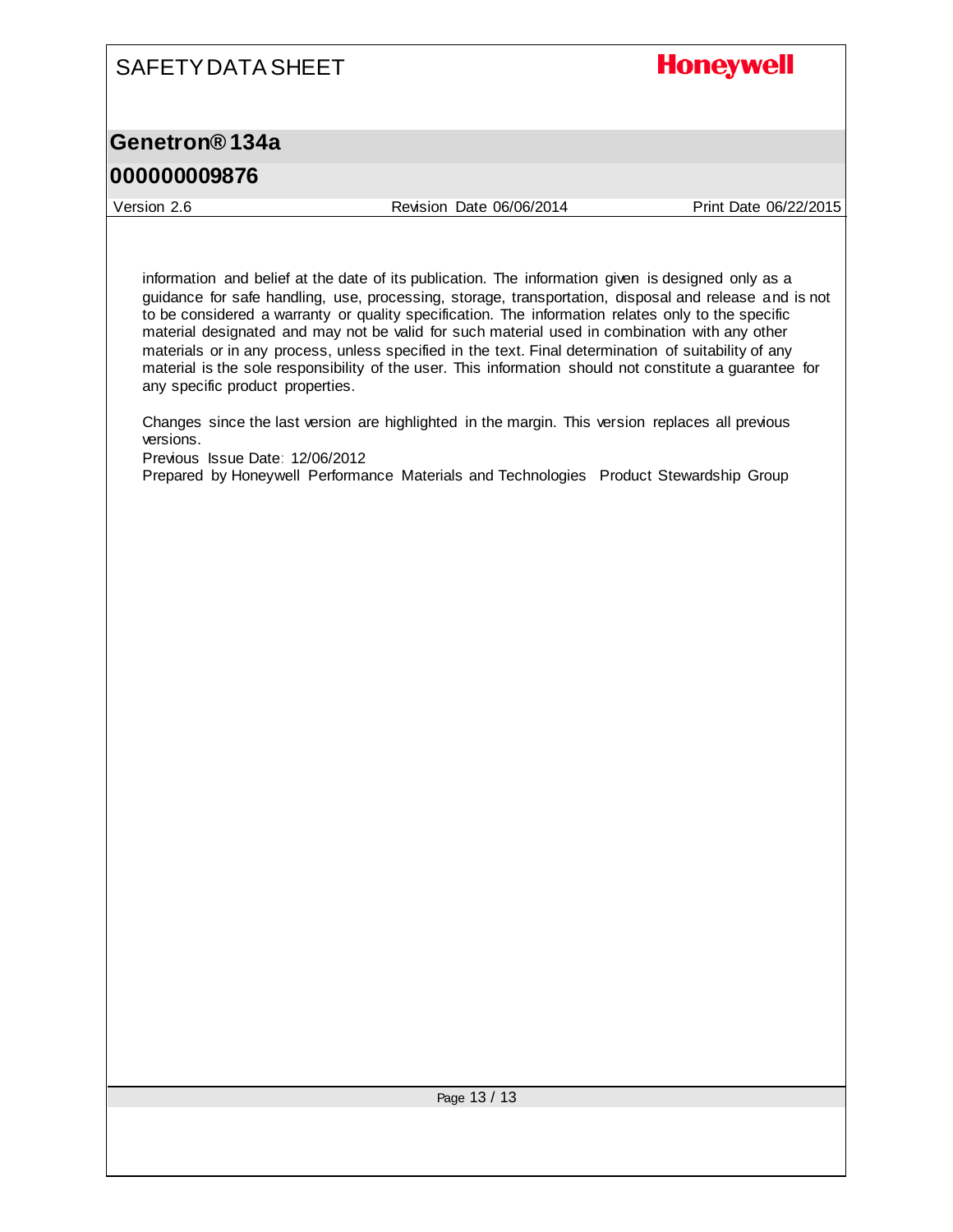information and belief at the date of its publication. The information given is designed only as a guidance for safe handling, use, processing, storage, transportation, disposal and release and is not to be considered a warranty or quality specification. The information relates only to the specific material designated and may not be valid for such material used in combination with any other materials or in any process, unless specified in the text. Final determination of suitability of any material is the sole responsibility of the user. This information should not constitute a guarantee for any specific product properties.

Changes since the last version are highlighted in the margin. This version replaces all previous versions.
Previous Issue Date: 12/06/2012
Prepared by Honeywell Performance Materials and Technologies Product Stewardship Group